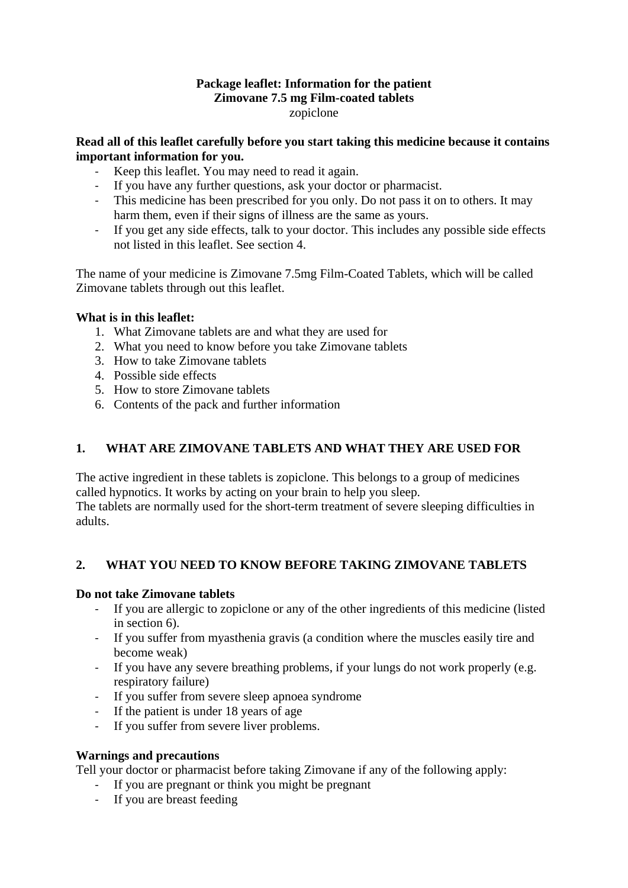**Package leaflet: Information for the patient**
**Zimovane 7.5 mg Film-coated tablets**
zopiclone

**Read all of this leaflet carefully before you start taking this medicine because it contains important information for you.**

- Keep this leaflet. You may need to read it again.
- If you have any further questions, ask your doctor or pharmacist.
- This medicine has been prescribed for you only. Do not pass it on to others. It may harm them, even if their signs of illness are the same as yours.
- If you get any side effects, talk to your doctor. This includes any possible side effects not listed in this leaflet. See section 4.

The name of your medicine is Zimovane 7.5mg Film-Coated Tablets, which will be called Zimovane tablets through out this leaflet.

**What is in this leaflet:**

1. What Zimovane tablets are and what they are used for
2. What you need to know before you take Zimovane tablets
3. How to take Zimovane tablets
4. Possible side effects
5. How to store Zimovane tablets
6. Contents of the pack and further information

## 1. WHAT ARE ZIMOVANE TABLETS AND WHAT THEY ARE USED FOR

The active ingredient in these tablets is zopiclone. This belongs to a group of medicines called hypnotics. It works by acting on your brain to help you sleep.
The tablets are normally used for the short-term treatment of severe sleeping difficulties in adults.

## 2. WHAT YOU NEED TO KNOW BEFORE TAKING ZIMOVANE TABLETS

**Do not take Zimovane tablets**

- If you are allergic to zopiclone or any of the other ingredients of this medicine (listed in section 6).
- If you suffer from myasthenia gravis (a condition where the muscles easily tire and become weak)
- If you have any severe breathing problems, if your lungs do not work properly (e.g. respiratory failure)
- If you suffer from severe sleep apnoea syndrome
- If the patient is under 18 years of age
- If you suffer from severe liver problems.

**Warnings and precautions**
Tell your doctor or pharmacist before taking Zimovane if any of the following apply:

- If you are pregnant or think you might be pregnant
- If you are breast feeding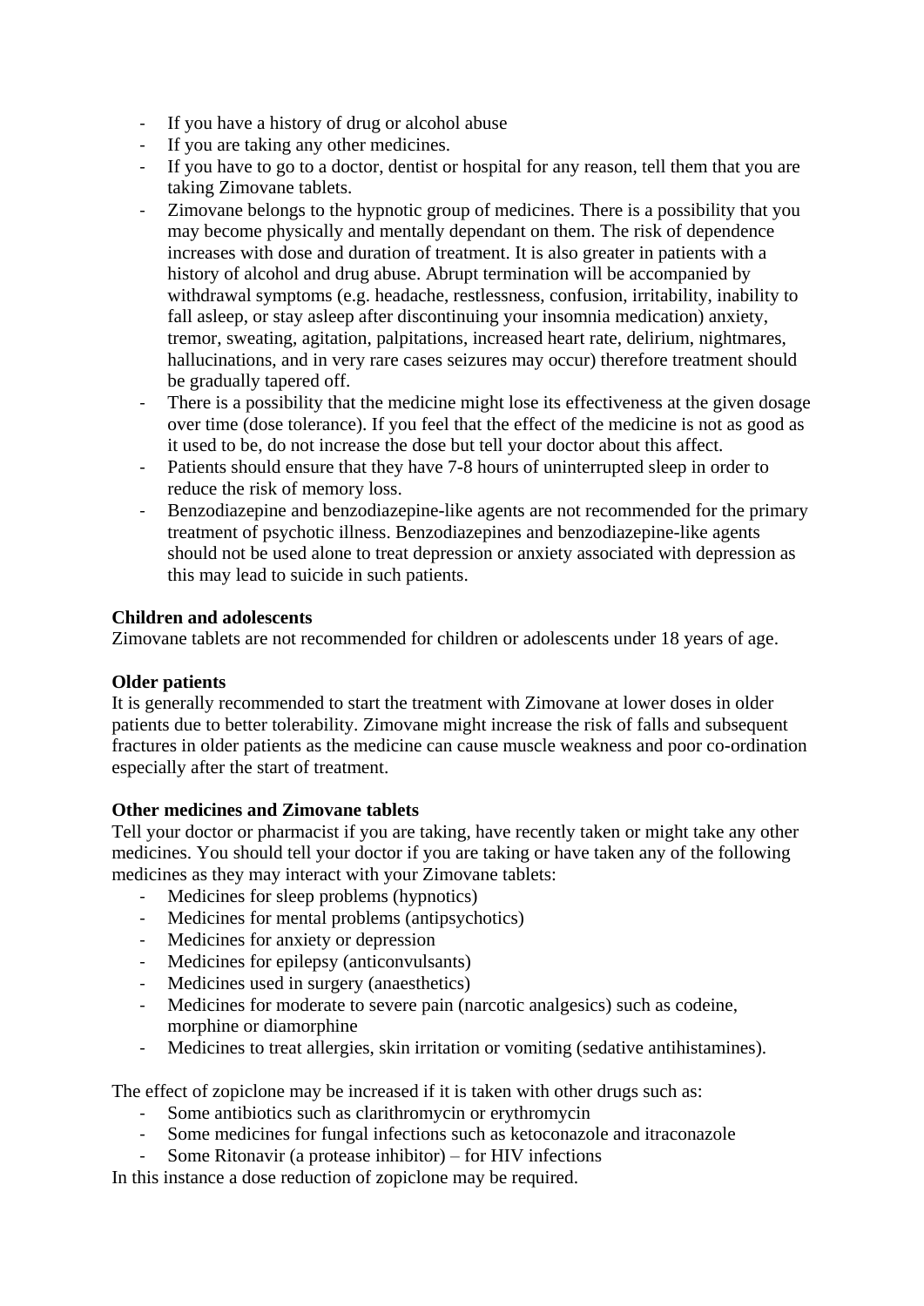- If you have a history of drug or alcohol abuse
- If you are taking any other medicines.
- If you have to go to a doctor, dentist or hospital for any reason, tell them that you are taking Zimovane tablets.
- Zimovane belongs to the hypnotic group of medicines. There is a possibility that you may become physically and mentally dependant on them. The risk of dependence increases with dose and duration of treatment. It is also greater in patients with a history of alcohol and drug abuse. Abrupt termination will be accompanied by withdrawal symptoms (e.g. headache, restlessness, confusion, irritability, inability to fall asleep, or stay asleep after discontinuing your insomnia medication) anxiety, tremor, sweating, agitation, palpitations, increased heart rate, delirium, nightmares, hallucinations, and in very rare cases seizures may occur) therefore treatment should be gradually tapered off.
- There is a possibility that the medicine might lose its effectiveness at the given dosage over time (dose tolerance). If you feel that the effect of the medicine is not as good as it used to be, do not increase the dose but tell your doctor about this affect.
- Patients should ensure that they have 7-8 hours of uninterrupted sleep in order to reduce the risk of memory loss.
- Benzodiazepine and benzodiazepine-like agents are not recommended for the primary treatment of psychotic illness. Benzodiazepines and benzodiazepine-like agents should not be used alone to treat depression or anxiety associated with depression as this may lead to suicide in such patients.

**Children and adolescents**
Zimovane tablets are not recommended for children or adolescents under 18 years of age.

**Older patients**
It is generally recommended to start the treatment with Zimovane at lower doses in older patients due to better tolerability. Zimovane might increase the risk of falls and subsequent fractures in older patients as the medicine can cause muscle weakness and poor co-ordination especially after the start of treatment.

**Other medicines and Zimovane tablets**
Tell your doctor or pharmacist if you are taking, have recently taken or might take any other medicines. You should tell your doctor if you are taking or have taken any of the following medicines as they may interact with your Zimovane tablets:

- Medicines for sleep problems (hypnotics)
- Medicines for mental problems (antipsychotics)
- Medicines for anxiety or depression
- Medicines for epilepsy (anticonvulsants)
- Medicines used in surgery (anaesthetics)
- Medicines for moderate to severe pain (narcotic analgesics) such as codeine, morphine or diamorphine
- Medicines to treat allergies, skin irritation or vomiting (sedative antihistamines).

The effect of zopiclone may be increased if it is taken with other drugs such as:

- Some antibiotics such as clarithromycin or erythromycin
- Some medicines for fungal infections such as ketoconazole and itraconazole
- Some Ritonavir (a protease inhibitor) – for HIV infections

In this instance a dose reduction of zopiclone may be required.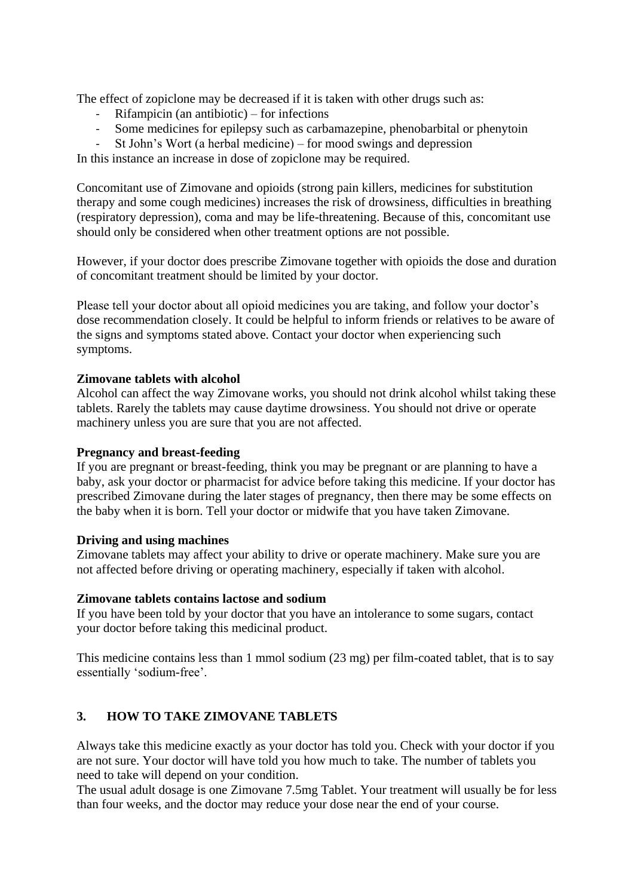The effect of zopiclone may be decreased if it is taken with other drugs such as:

- Rifampicin (an antibiotic) – for infections
- Some medicines for epilepsy such as carbamazepine, phenobarbital or phenytoin
- St John's Wort (a herbal medicine) – for mood swings and depression

In this instance an increase in dose of zopiclone may be required.

Concomitant use of Zimovane and opioids (strong pain killers, medicines for substitution therapy and some cough medicines) increases the risk of drowsiness, difficulties in breathing (respiratory depression), coma and may be life-threatening. Because of this, concomitant use should only be considered when other treatment options are not possible.

However, if your doctor does prescribe Zimovane together with opioids the dose and duration of concomitant treatment should be limited by your doctor.

Please tell your doctor about all opioid medicines you are taking, and follow your doctor's dose recommendation closely. It could be helpful to inform friends or relatives to be aware of the signs and symptoms stated above. Contact your doctor when experiencing such symptoms.

**Zimovane tablets with alcohol**
Alcohol can affect the way Zimovane works, you should not drink alcohol whilst taking these tablets. Rarely the tablets may cause daytime drowsiness. You should not drive or operate machinery unless you are sure that you are not affected.

**Pregnancy and breast-feeding**
If you are pregnant or breast-feeding, think you may be pregnant or are planning to have a baby, ask your doctor or pharmacist for advice before taking this medicine. If your doctor has prescribed Zimovane during the later stages of pregnancy, then there may be some effects on the baby when it is born. Tell your doctor or midwife that you have taken Zimovane.

**Driving and using machines**
Zimovane tablets may affect your ability to drive or operate machinery. Make sure you are not affected before driving or operating machinery, especially if taken with alcohol.

**Zimovane tablets contains lactose and sodium**
If you have been told by your doctor that you have an intolerance to some sugars, contact your doctor before taking this medicinal product.

This medicine contains less than 1 mmol sodium (23 mg) per film-coated tablet, that is to say essentially 'sodium-free'.

## 3. HOW TO TAKE ZIMOVANE TABLETS

Always take this medicine exactly as your doctor has told you. Check with your doctor if you are not sure. Your doctor will have told you how much to take. The number of tablets you need to take will depend on your condition.
The usual adult dosage is one Zimovane 7.5mg Tablet. Your treatment will usually be for less than four weeks, and the doctor may reduce your dose near the end of your course.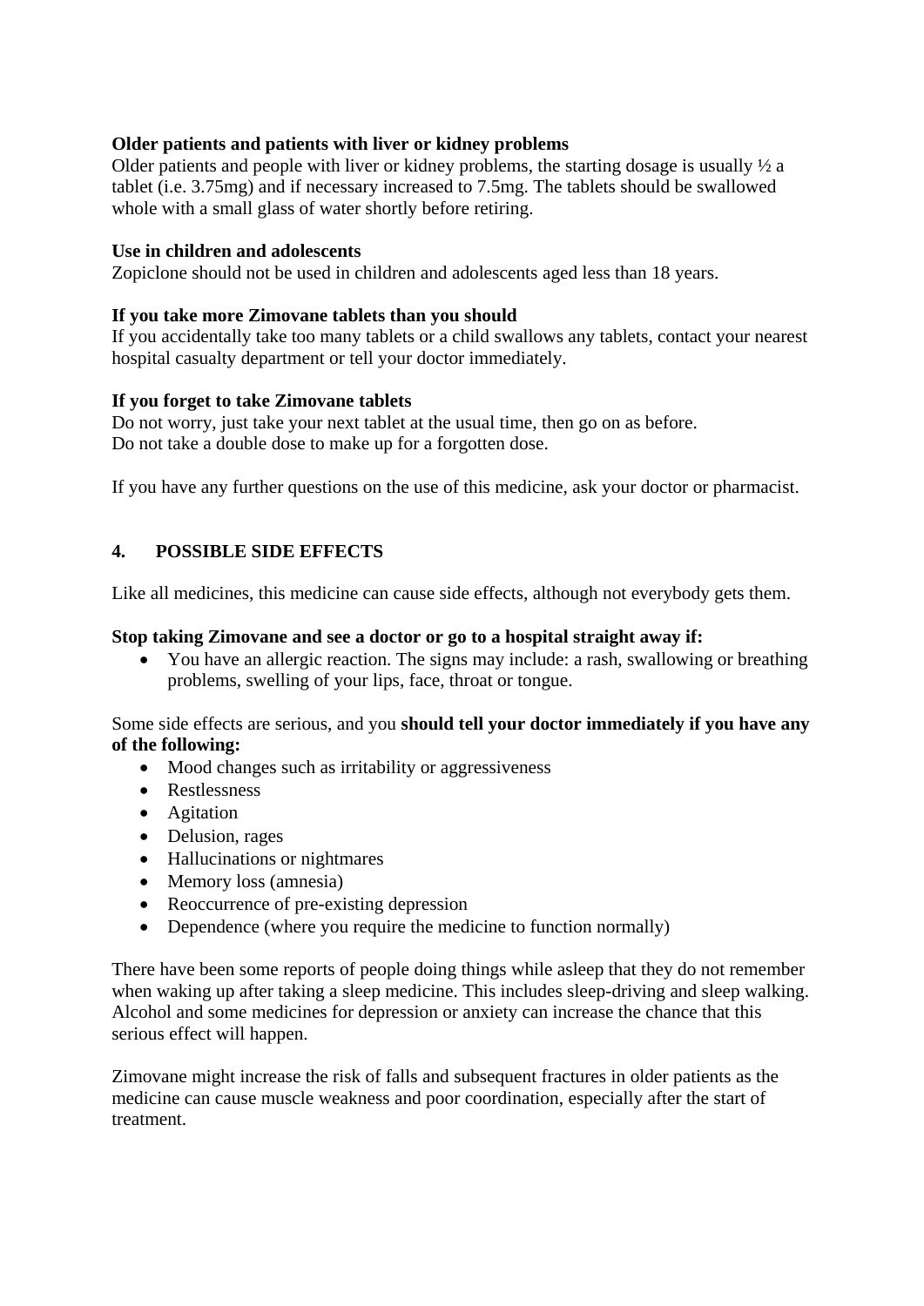**Older patients and patients with liver or kidney problems**

Older patients and people with liver or kidney problems, the starting dosage is usually ½ a tablet (i.e. 3.75mg) and if necessary increased to 7.5mg. The tablets should be swallowed whole with a small glass of water shortly before retiring.

**Use in children and adolescents**

Zopiclone should not be used in children and adolescents aged less than 18 years.

**If you take more Zimovane tablets than you should**

If you accidentally take too many tablets or a child swallows any tablets, contact your nearest hospital casualty department or tell your doctor immediately.

**If you forget to take Zimovane tablets**

Do not worry, just take your next tablet at the usual time, then go on as before.
Do not take a double dose to make up for a forgotten dose.

If you have any further questions on the use of this medicine, ask your doctor or pharmacist.

## 4. POSSIBLE SIDE EFFECTS

Like all medicines, this medicine can cause side effects, although not everybody gets them.

**Stop taking Zimovane and see a doctor or go to a hospital straight away if:**

- You have an allergic reaction. The signs may include: a rash, swallowing or breathing problems, swelling of your lips, face, throat or tongue.

Some side effects are serious, and you **should tell your doctor immediately if you have any of the following:**

- Mood changes such as irritability or aggressiveness
- Restlessness
- Agitation
- Delusion, rages
- Hallucinations or nightmares
- Memory loss (amnesia)
- Reoccurrence of pre-existing depression
- Dependence (where you require the medicine to function normally)

There have been some reports of people doing things while asleep that they do not remember when waking up after taking a sleep medicine. This includes sleep-driving and sleep walking. Alcohol and some medicines for depression or anxiety can increase the chance that this serious effect will happen.

Zimovane might increase the risk of falls and subsequent fractures in older patients as the medicine can cause muscle weakness and poor coordination, especially after the start of treatment.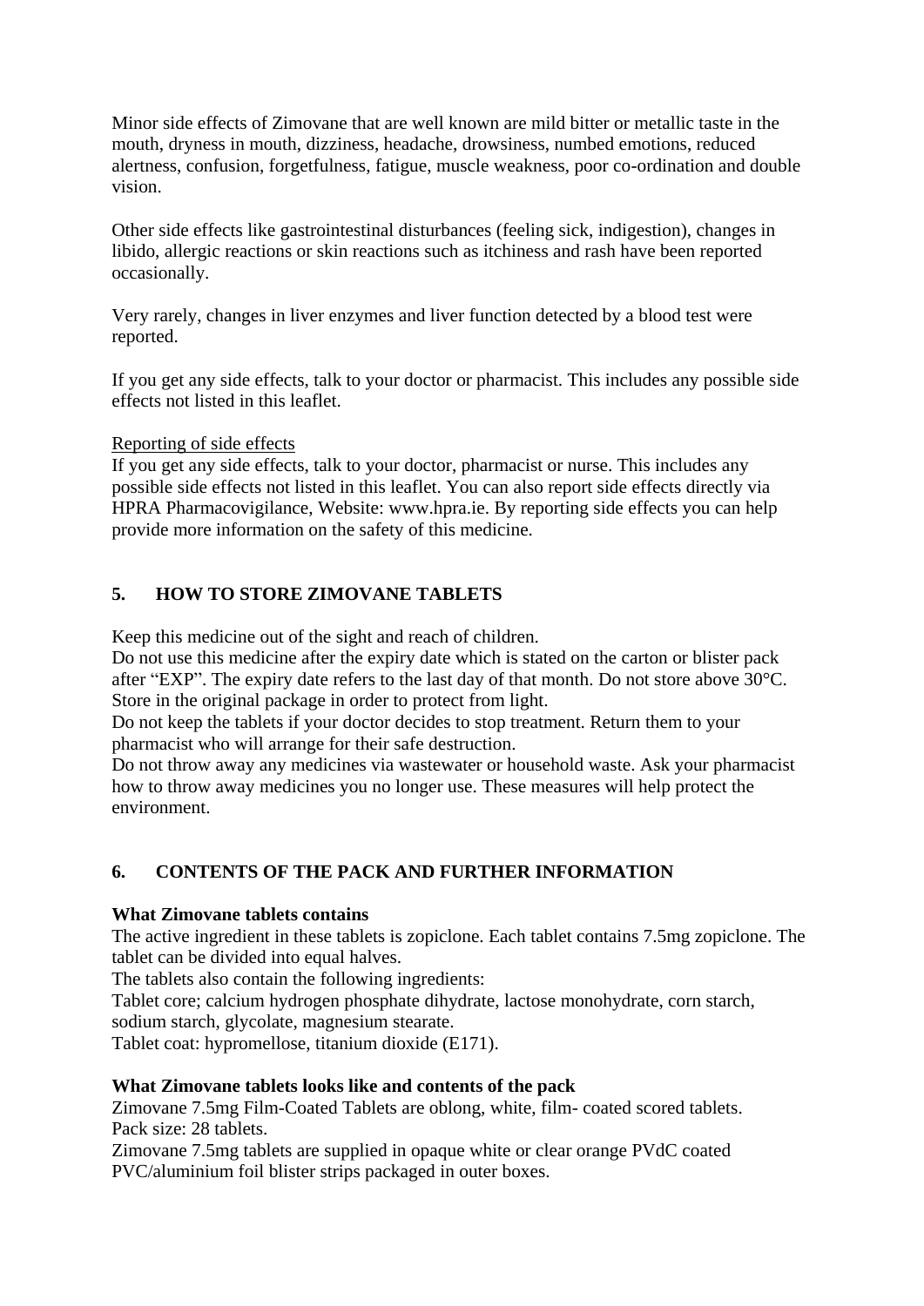Minor side effects of Zimovane that are well known are mild bitter or metallic taste in the mouth, dryness in mouth, dizziness, headache, drowsiness, numbed emotions, reduced alertness, confusion, forgetfulness, fatigue, muscle weakness, poor co-ordination and double vision.

Other side effects like gastrointestinal disturbances (feeling sick, indigestion), changes in libido, allergic reactions or skin reactions such as itchiness and rash have been reported occasionally.

Very rarely, changes in liver enzymes and liver function detected by a blood test were reported.

If you get any side effects, talk to your doctor or pharmacist. This includes any possible side effects not listed in this leaflet.

Reporting of side effects

If you get any side effects, talk to your doctor, pharmacist or nurse. This includes any possible side effects not listed in this leaflet. You can also report side effects directly via HPRA Pharmacovigilance, Website: www.hpra.ie. By reporting side effects you can help provide more information on the safety of this medicine.

## 5. HOW TO STORE ZIMOVANE TABLETS

Keep this medicine out of the sight and reach of children.
Do not use this medicine after the expiry date which is stated on the carton or blister pack after "EXP". The expiry date refers to the last day of that month. Do not store above 30°C. Store in the original package in order to protect from light.
Do not keep the tablets if your doctor decides to stop treatment. Return them to your pharmacist who will arrange for their safe destruction.
Do not throw away any medicines via wastewater or household waste. Ask your pharmacist how to throw away medicines you no longer use. These measures will help protect the environment.

## 6. CONTENTS OF THE PACK AND FURTHER INFORMATION

**What Zimovane tablets contains**

The active ingredient in these tablets is zopiclone. Each tablet contains 7.5mg zopiclone. The tablet can be divided into equal halves.
The tablets also contain the following ingredients:
Tablet core; calcium hydrogen phosphate dihydrate, lactose monohydrate, corn starch, sodium starch, glycolate, magnesium stearate.
Tablet coat: hypromellose, titanium dioxide (E171).

**What Zimovane tablets looks like and contents of the pack**

Zimovane 7.5mg Film-Coated Tablets are oblong, white, film- coated scored tablets.
Pack size: 28 tablets.
Zimovane 7.5mg tablets are supplied in opaque white or clear orange PVdC coated PVC/aluminium foil blister strips packaged in outer boxes.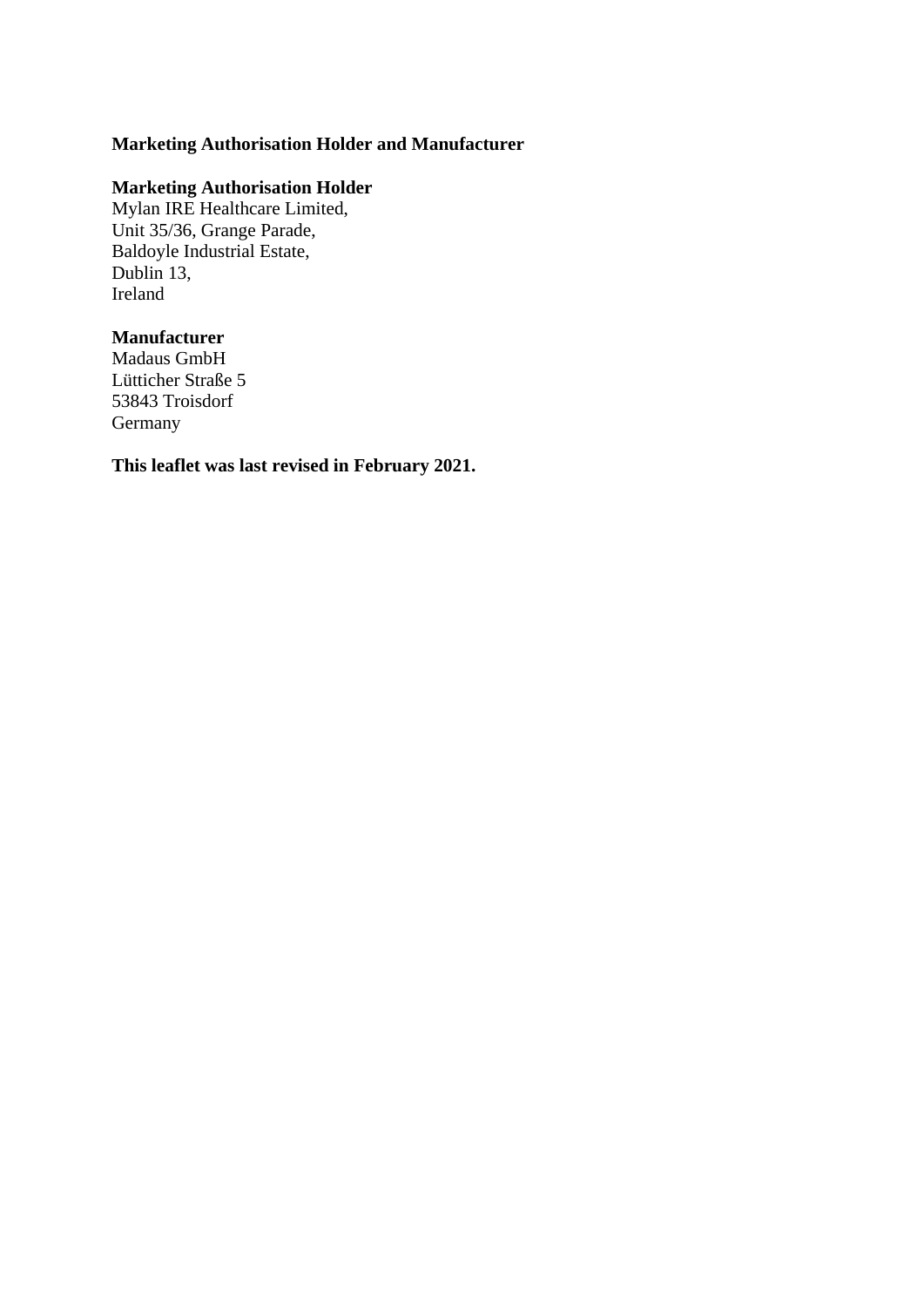**Marketing Authorisation Holder and Manufacturer**

**Marketing Authorisation Holder**
Mylan IRE Healthcare Limited,
Unit 35/36, Grange Parade,
Baldoyle Industrial Estate,
Dublin 13,
Ireland

**Manufacturer**
Madaus GmbH
Lütticher Straße 5
53843 Troisdorf
Germany

**This leaflet was last revised in February 2021.**